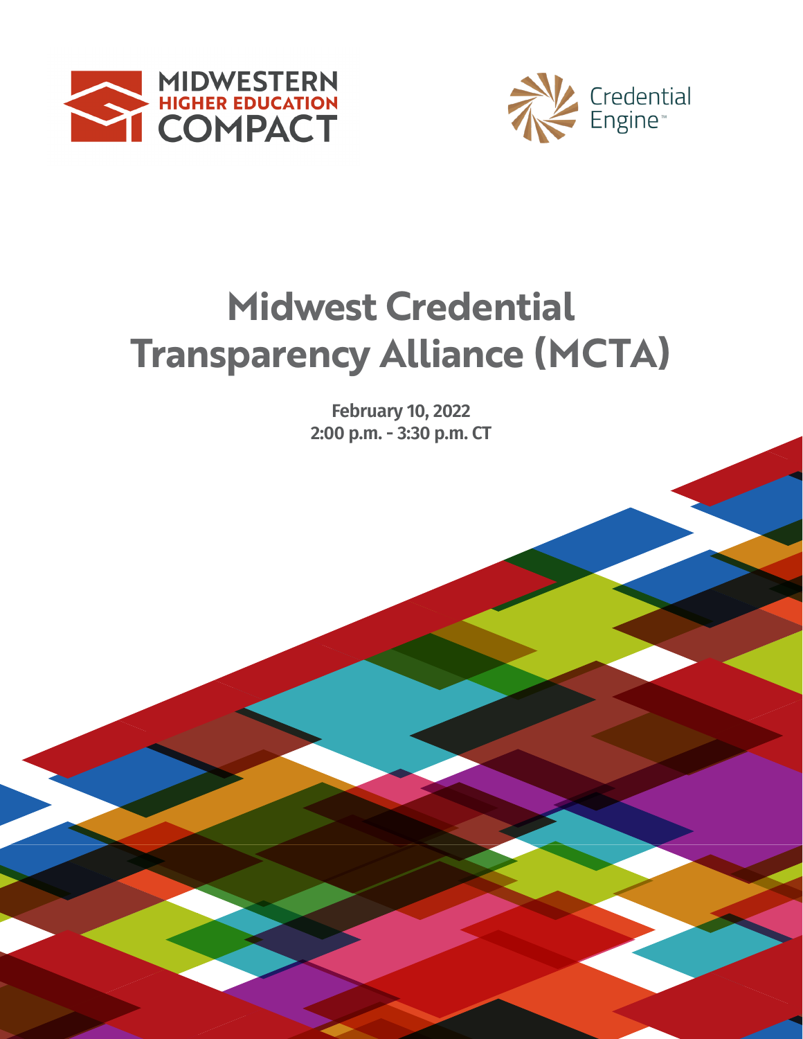MIDWESTERN HIGHER EDUCATION COMPACT

Credential Engine™

# Midwest Credential Transparency Alliance (MCTA)

**February 10, 2022**
**2:00 p.m. - 3:30 p.m. CT**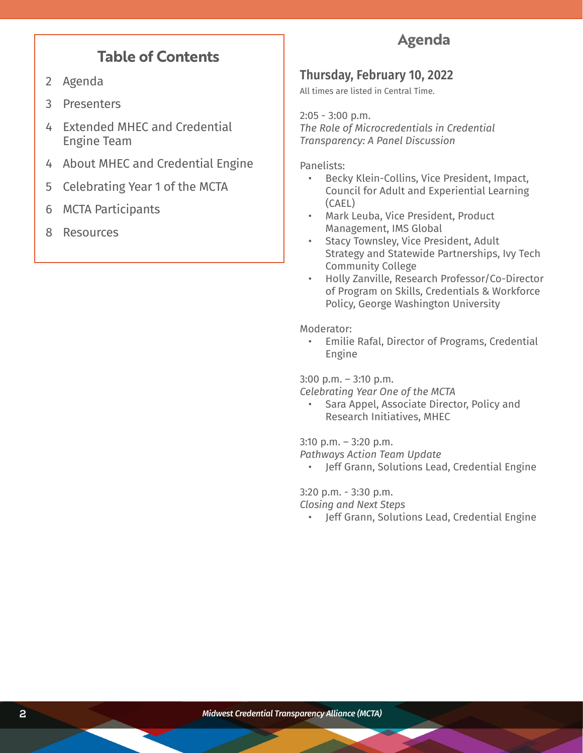## Table of Contents

2 Agenda

3 Presenters

4 Extended MHEC and Credential Engine Team

4 About MHEC and Credential Engine

5 Celebrating Year 1 of the MCTA

6 MCTA Participants

8 Resources

## Agenda

### Thursday, February 10, 2022

All times are listed in Central Time.

2:05 - 3:00 p.m.
*The Role of Microcredentials in Credential Transparency: A Panel Discussion*

Panelists:

- Becky Klein-Collins, Vice President, Impact, Council for Adult and Experiential Learning (CAEL)
- Mark Leuba, Vice President, Product Management, IMS Global
- Stacy Townsley, Vice President, Adult Strategy and Statewide Partnerships, Ivy Tech Community College
- Holly Zanville, Research Professor/Co-Director of Program on Skills, Credentials & Workforce Policy, George Washington University

Moderator:

- Emilie Rafal, Director of Programs, Credential Engine

3:00 p.m. – 3:10 p.m.
*Celebrating Year One of the MCTA*

- Sara Appel, Associate Director, Policy and Research Initiatives, MHEC

3:10 p.m. – 3:20 p.m.
*Pathways Action Team Update*

- Jeff Grann, Solutions Lead, Credential Engine

3:20 p.m. - 3:30 p.m.
*Closing and Next Steps*

- Jeff Grann, Solutions Lead, Credential Engine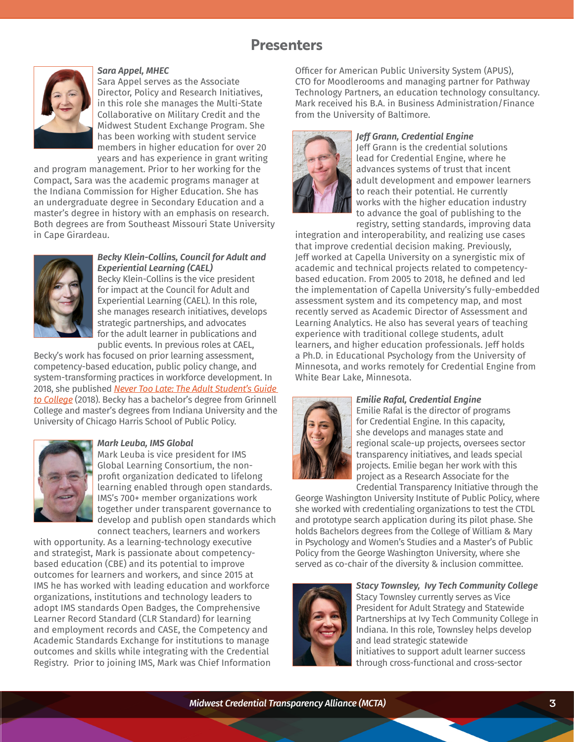## Presenters

***Sara Appel, MHEC***

Sara Appel serves as the Associate Director, Policy and Research Initiatives, in this role she manages the Multi-State Collaborative on Military Credit and the Midwest Student Exchange Program. She has been working with student service members in higher education for over 20 years and has experience in grant writing and program management. Prior to her working for the Compact, Sara was the academic programs manager at the Indiana Commission for Higher Education. She has an undergraduate degree in Secondary Education and a master's degree in history with an emphasis on research. Both degrees are from Southeast Missouri State University in Cape Girardeau.

***Becky Klein-Collins, Council for Adult and Experiential Learning (CAEL)***

Becky Klein-Collins is the vice president for impact at the Council for Adult and Experiential Learning (CAEL). In this role, she manages research initiatives, develops strategic partnerships, and advocates for the adult learner in publications and public events. In previous roles at CAEL, Becky's work has focused on prior learning assessment, competency-based education, public policy change, and system-transforming practices in workforce development. In 2018, she published *Never Too Late: The Adult Student's Guide to College* (2018). Becky has a bachelor's degree from Grinnell College and master's degrees from Indiana University and the University of Chicago Harris School of Public Policy.

***Mark Leuba, IMS Global***

Mark Leuba is vice president for IMS Global Learning Consortium, the non-profit organization dedicated to lifelong learning enabled through open standards. IMS's 700+ member organizations work together under transparent governance to develop and publish open standards which connect teachers, learners and workers with opportunity. As a learning-technology executive and strategist, Mark is passionate about competency-based education (CBE) and its potential to improve outcomes for learners and workers, and since 2015 at IMS he has worked with leading education and workforce organizations, institutions and technology leaders to adopt IMS standards Open Badges, the Comprehensive Learner Record Standard (CLR Standard) for learning and employment records and CASE, the Competency and Academic Standards Exchange for institutions to manage outcomes and skills while integrating with the Credential Registry. Prior to joining IMS, Mark was Chief Information Officer for American Public University System (APUS), CTO for Moodlerooms and managing partner for Pathway Technology Partners, an education technology consultancy. Mark received his B.A. in Business Administration/Finance from the University of Baltimore.

***Jeff Grann, Credential Engine***

Jeff Grann is the credential solutions lead for Credential Engine, where he advances systems of trust that incent adult development and empower learners to reach their potential. He currently works with the higher education industry to advance the goal of publishing to the registry, setting standards, improving data integration and interoperability, and realizing use cases that improve credential decision making. Previously, Jeff worked at Capella University on a synergistic mix of academic and technical projects related to competency-based education. From 2005 to 2018, he defined and led the implementation of Capella University's fully-embedded assessment system and its competency map, and most recently served as Academic Director of Assessment and Learning Analytics. He also has several years of teaching experience with traditional college students, adult learners, and higher education professionals. Jeff holds a Ph.D. in Educational Psychology from the University of Minnesota, and works remotely for Credential Engine from White Bear Lake, Minnesota.

***Emilie Rafal, Credential Engine***

Emilie Rafal is the director of programs for Credential Engine. In this capacity, she develops and manages state and regional scale-up projects, oversees sector transparency initiatives, and leads special projects. Emilie began her work with this project as a Research Associate for the Credential Transparency Initiative through the George Washington University Institute of Public Policy, where she worked with credentialing organizations to test the CTDL and prototype search application during its pilot phase. She holds Bachelors degrees from the College of William & Mary in Psychology and Women's Studies and a Master's of Public Policy from the George Washington University, where she served as co-chair of the diversity & inclusion committee.

***Stacy Townsley, Ivy Tech Community College***

Stacy Townsley currently serves as Vice President for Adult Strategy and Statewide Partnerships at Ivy Tech Community College in Indiana. In this role, Townsley helps develop and lead strategic statewide initiatives to support adult learner success through cross-functional and cross-sector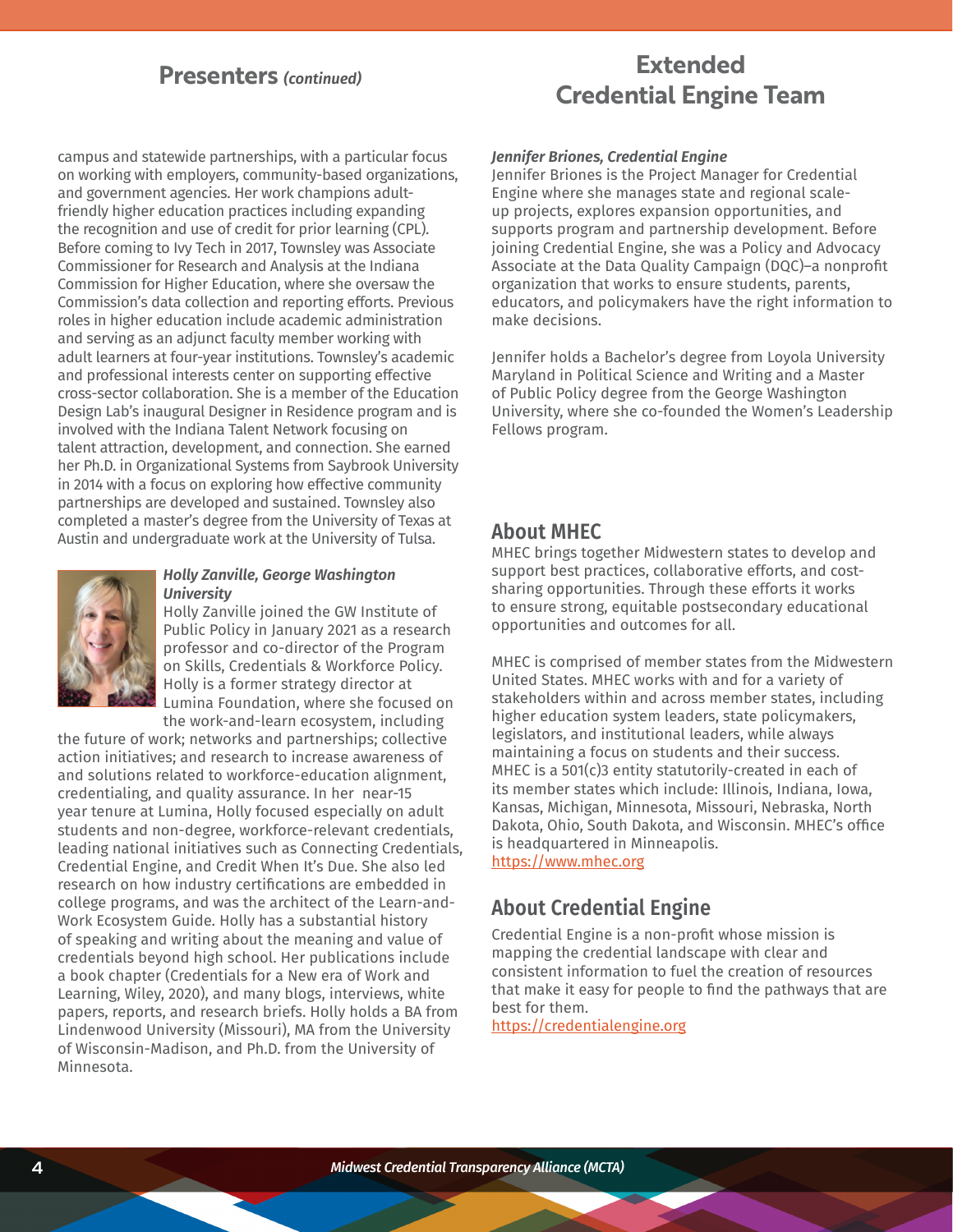## Presenters *(continued)*

campus and statewide partnerships, with a particular focus on working with employers, community-based organizations, and government agencies. Her work champions adult-friendly higher education practices including expanding the recognition and use of credit for prior learning (CPL). Before coming to Ivy Tech in 2017, Townsley was Associate Commissioner for Research and Analysis at the Indiana Commission for Higher Education, where she oversaw the Commission's data collection and reporting efforts. Previous roles in higher education include academic administration and serving as an adjunct faculty member working with adult learners at four-year institutions. Townsley's academic and professional interests center on supporting effective cross-sector collaboration. She is a member of the Education Design Lab's inaugural Designer in Residence program and is involved with the Indiana Talent Network focusing on talent attraction, development, and connection. She earned her Ph.D. in Organizational Systems from Saybrook University in 2014 with a focus on exploring how effective community partnerships are developed and sustained. Townsley also completed a master's degree from the University of Texas at Austin and undergraduate work at the University of Tulsa.

***Holly Zanville, George Washington University***

Holly Zanville joined the GW Institute of Public Policy in January 2021 as a research professor and co-director of the Program on Skills, Credentials & Workforce Policy. Holly is a former strategy director at Lumina Foundation, where she focused on the work-and-learn ecosystem, including the future of work; networks and partnerships; collective action initiatives; and research to increase awareness of and solutions related to workforce-education alignment, credentialing, and quality assurance. In her near-15 year tenure at Lumina, Holly focused especially on adult students and non-degree, workforce-relevant credentials, leading national initiatives such as Connecting Credentials, Credential Engine, and Credit When It's Due. She also led research on how industry certifications are embedded in college programs, and was the architect of the Learn-and-Work Ecosystem Guide. Holly has a substantial history of speaking and writing about the meaning and value of credentials beyond high school. Her publications include a book chapter (Credentials for a New era of Work and Learning, Wiley, 2020), and many blogs, interviews, white papers, reports, and research briefs. Holly holds a BA from Lindenwood University (Missouri), MA from the University of Wisconsin-Madison, and Ph.D. from the University of Minnesota.

## Extended Credential Engine Team

***Jennifer Briones, Credential Engine***

Jennifer Briones is the Project Manager for Credential Engine where she manages state and regional scale-up projects, explores expansion opportunities, and supports program and partnership development. Before joining Credential Engine, she was a Policy and Advocacy Associate at the Data Quality Campaign (DQC)–a nonprofit organization that works to ensure students, parents, educators, and policymakers have the right information to make decisions.

Jennifer holds a Bachelor's degree from Loyola University Maryland in Political Science and Writing and a Master of Public Policy degree from the George Washington University, where she co-founded the Women's Leadership Fellows program.

## About MHEC

MHEC brings together Midwestern states to develop and support best practices, collaborative efforts, and cost-sharing opportunities. Through these efforts it works to ensure strong, equitable postsecondary educational opportunities and outcomes for all.

MHEC is comprised of member states from the Midwestern United States. MHEC works with and for a variety of stakeholders within and across member states, including higher education system leaders, state policymakers, legislators, and institutional leaders, while always maintaining a focus on students and their success. MHEC is a 501(c)3 entity statutorily-created in each of its member states which include: Illinois, Indiana, Iowa, Kansas, Michigan, Minnesota, Missouri, Nebraska, North Dakota, Ohio, South Dakota, and Wisconsin. MHEC's office is headquartered in Minneapolis.
https://www.mhec.org

## About Credential Engine

Credential Engine is a non-profit whose mission is mapping the credential landscape with clear and consistent information to fuel the creation of resources that make it easy for people to find the pathways that are best for them.
https://credentialengine.org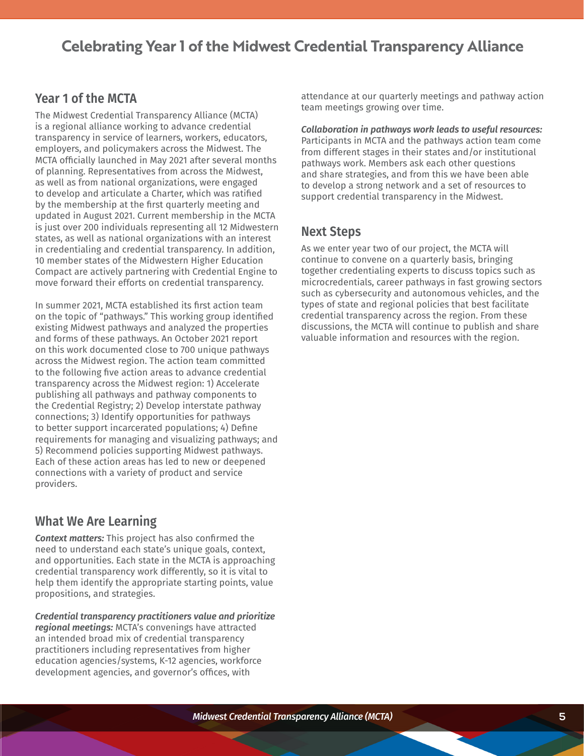# Celebrating Year 1 of the Midwest Credential Transparency Alliance

## Year 1 of the MCTA

The Midwest Credential Transparency Alliance (MCTA) is a regional alliance working to advance credential transparency in service of learners, workers, educators, employers, and policymakers across the Midwest. The MCTA officially launched in May 2021 after several months of planning. Representatives from across the Midwest, as well as from national organizations, were engaged to develop and articulate a Charter, which was ratified by the membership at the first quarterly meeting and updated in August 2021. Current membership in the MCTA is just over 200 individuals representing all 12 Midwestern states, as well as national organizations with an interest in credentialing and credential transparency. In addition, 10 member states of the Midwestern Higher Education Compact are actively partnering with Credential Engine to move forward their efforts on credential transparency.

In summer 2021, MCTA established its first action team on the topic of "pathways." This working group identified existing Midwest pathways and analyzed the properties and forms of these pathways. An October 2021 report on this work documented close to 700 unique pathways across the Midwest region. The action team committed to the following five action areas to advance credential transparency across the Midwest region: 1) Accelerate publishing all pathways and pathway components to the Credential Registry; 2) Develop interstate pathway connections; 3) Identify opportunities for pathways to better support incarcerated populations; 4) Define requirements for managing and visualizing pathways; and 5) Recommend policies supporting Midwest pathways. Each of these action areas has led to new or deepened connections with a variety of product and service providers.

## What We Are Learning

***Context matters:*** This project has also confirmed the need to understand each state's unique goals, context, and opportunities. Each state in the MCTA is approaching credential transparency work differently, so it is vital to help them identify the appropriate starting points, value propositions, and strategies.

***Credential transparency practitioners value and prioritize regional meetings:*** MCTA's convenings have attracted an intended broad mix of credential transparency practitioners including representatives from higher education agencies/systems, K-12 agencies, workforce development agencies, and governor's offices, with attendance at our quarterly meetings and pathway action team meetings growing over time.

***Collaboration in pathways work leads to useful resources:*** Participants in MCTA and the pathways action team come from different stages in their states and/or institutional pathways work. Members ask each other questions and share strategies, and from this we have been able to develop a strong network and a set of resources to support credential transparency in the Midwest.

## Next Steps

As we enter year two of our project, the MCTA will continue to convene on a quarterly basis, bringing together credentialing experts to discuss topics such as microcredentials, career pathways in fast growing sectors such as cybersecurity and autonomous vehicles, and the types of state and regional policies that best facilitate credential transparency across the region. From these discussions, the MCTA will continue to publish and share valuable information and resources with the region.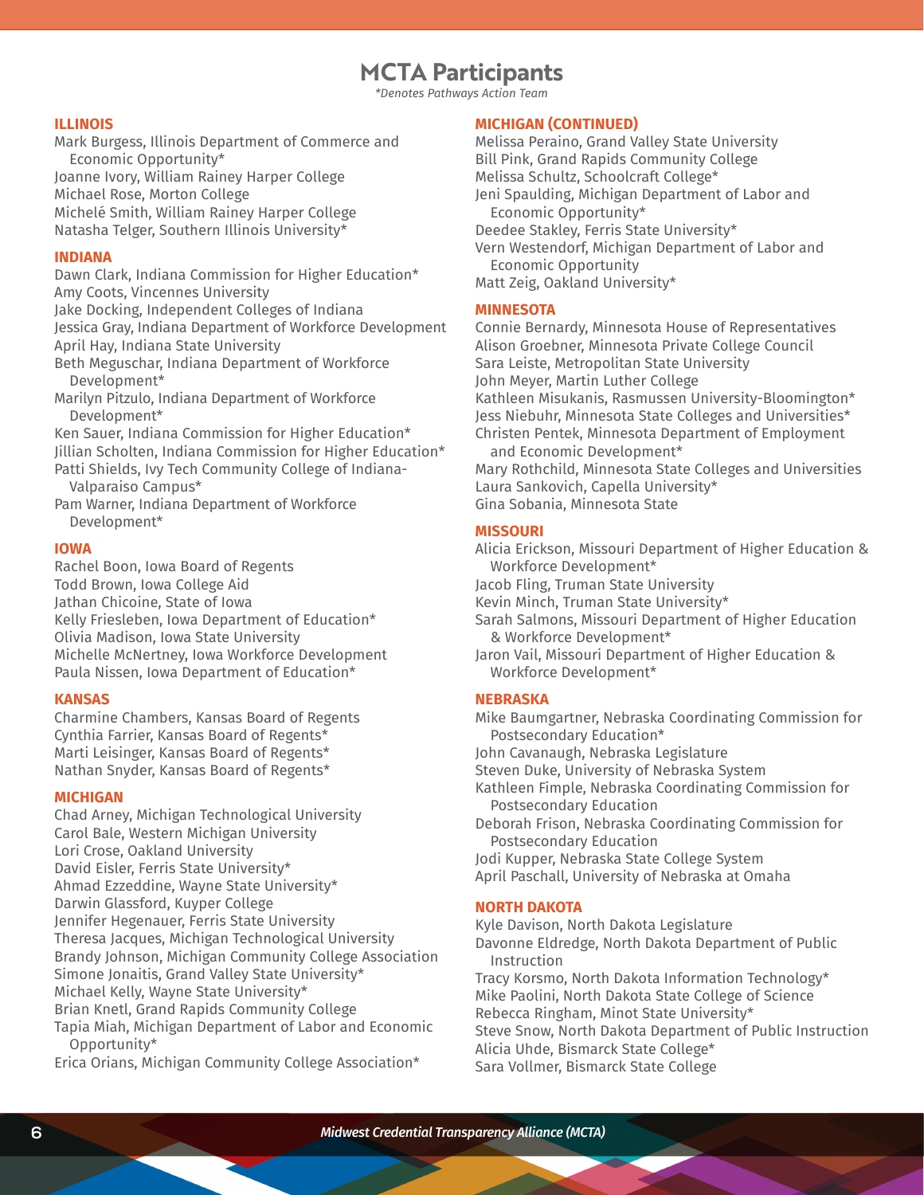# MCTA Participants

*\*Denotes Pathways Action Team*

### ILLINOIS

Mark Burgess, Illinois Department of Commerce and Economic Opportunity*
Joanne Ivory, William Rainey Harper College
Michael Rose, Morton College
Michelé Smith, William Rainey Harper College
Natasha Telger, Southern Illinois University*

### INDIANA

Dawn Clark, Indiana Commission for Higher Education*
Amy Coots, Vincennes University
Jake Docking, Independent Colleges of Indiana
Jessica Gray, Indiana Department of Workforce Development
April Hay, Indiana State University
Beth Meguschar, Indiana Department of Workforce Development*
Marilyn Pitzulo, Indiana Department of Workforce Development*
Ken Sauer, Indiana Commission for Higher Education*
Jillian Scholten, Indiana Commission for Higher Education*
Patti Shields, Ivy Tech Community College of Indiana-Valparaiso Campus*
Pam Warner, Indiana Department of Workforce Development*

### IOWA

Rachel Boon, Iowa Board of Regents
Todd Brown, Iowa College Aid
Jathan Chicoine, State of Iowa
Kelly Friesleben, Iowa Department of Education*
Olivia Madison, Iowa State University
Michelle McNertney, Iowa Workforce Development
Paula Nissen, Iowa Department of Education*

### KANSAS

Charmine Chambers, Kansas Board of Regents
Cynthia Farrier, Kansas Board of Regents*
Marti Leisinger, Kansas Board of Regents*
Nathan Snyder, Kansas Board of Regents*

### MICHIGAN

Chad Arney, Michigan Technological University
Carol Bale, Western Michigan University
Lori Crose, Oakland University
David Eisler, Ferris State University*
Ahmad Ezzeddine, Wayne State University*
Darwin Glassford, Kuyper College
Jennifer Hegenauer, Ferris State University
Theresa Jacques, Michigan Technological University
Brandy Johnson, Michigan Community College Association
Simone Jonaitis, Grand Valley State University*
Michael Kelly, Wayne State University*
Brian Knetl, Grand Rapids Community College
Tapia Miah, Michigan Department of Labor and Economic Opportunity*
Erica Orians, Michigan Community College Association*

### MICHIGAN (CONTINUED)

Melissa Peraino, Grand Valley State University
Bill Pink, Grand Rapids Community College
Melissa Schultz, Schoolcraft College*
Jeni Spaulding, Michigan Department of Labor and Economic Opportunity*
Deedee Stakley, Ferris State University*
Vern Westendorf, Michigan Department of Labor and Economic Opportunity
Matt Zeig, Oakland University*

### MINNESOTA

Connie Bernardy, Minnesota House of Representatives
Alison Groebner, Minnesota Private College Council
Sara Leiste, Metropolitan State University
John Meyer, Martin Luther College
Kathleen Misukanis, Rasmussen University-Bloomington*
Jess Niebuhr, Minnesota State Colleges and Universities*
Christen Pentek, Minnesota Department of Employment and Economic Development*
Mary Rothchild, Minnesota State Colleges and Universities
Laura Sankovich, Capella University*
Gina Sobania, Minnesota State

### MISSOURI

Alicia Erickson, Missouri Department of Higher Education & Workforce Development*
Jacob Fling, Truman State University
Kevin Minch, Truman State University*
Sarah Salmons, Missouri Department of Higher Education & Workforce Development*
Jaron Vail, Missouri Department of Higher Education & Workforce Development*

### NEBRASKA

Mike Baumgartner, Nebraska Coordinating Commission for Postsecondary Education*
John Cavanaugh, Nebraska Legislature
Steven Duke, University of Nebraska System
Kathleen Fimple, Nebraska Coordinating Commission for Postsecondary Education
Deborah Frison, Nebraska Coordinating Commission for Postsecondary Education
Jodi Kupper, Nebraska State College System
April Paschall, University of Nebraska at Omaha

### NORTH DAKOTA

Kyle Davison, North Dakota Legislature
Davonne Eldredge, North Dakota Department of Public Instruction
Tracy Korsmo, North Dakota Information Technology*
Mike Paolini, North Dakota State College of Science
Rebecca Ringham, Minot State University*
Steve Snow, North Dakota Department of Public Instruction
Alicia Uhde, Bismarck State College*
Sara Vollmer, Bismarck State College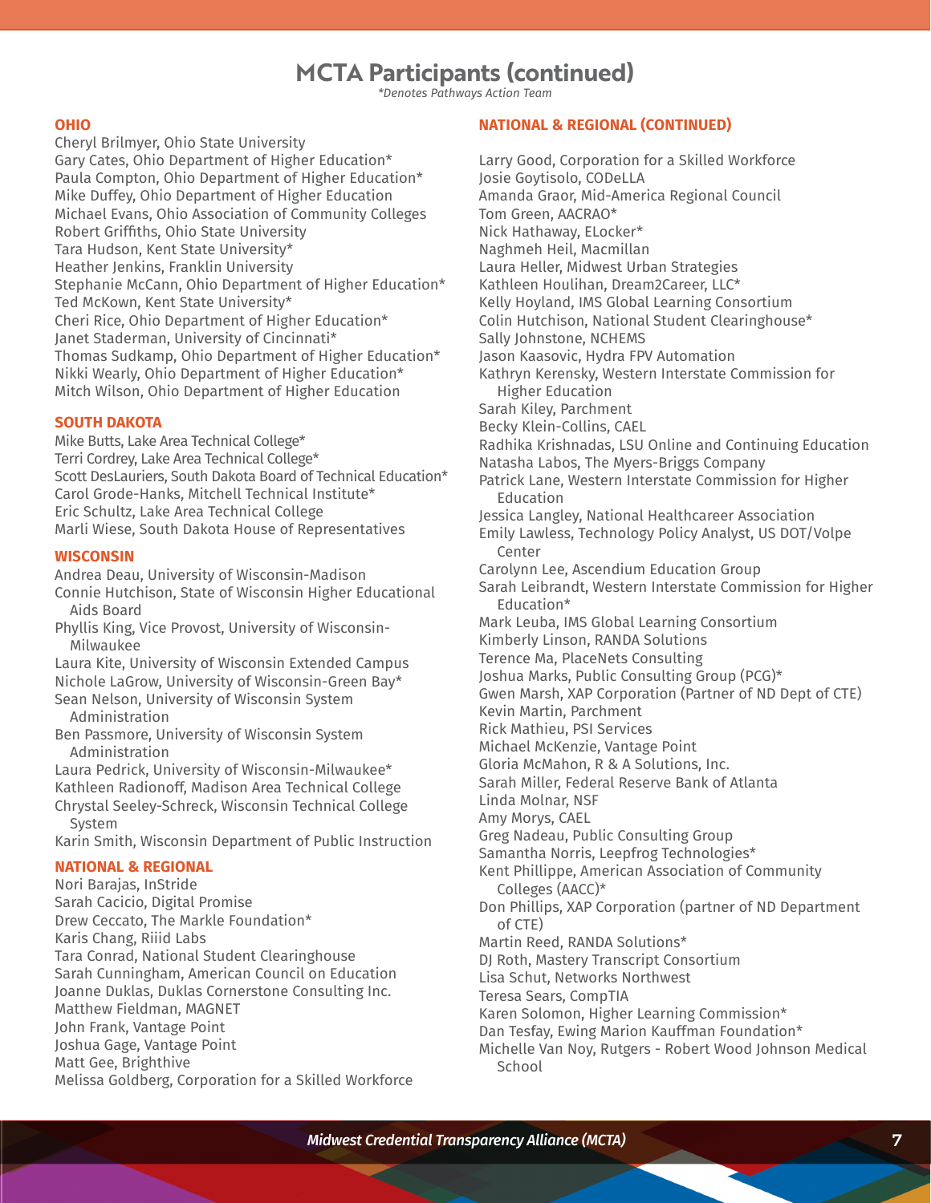# MCTA Participants (continued)

*\*Denotes Pathways Action Team*

## OHIO

Cheryl Brilmyer, Ohio State University
Gary Cates, Ohio Department of Higher Education*
Paula Compton, Ohio Department of Higher Education*
Mike Duffey, Ohio Department of Higher Education
Michael Evans, Ohio Association of Community Colleges
Robert Griffiths, Ohio State University
Tara Hudson, Kent State University*
Heather Jenkins, Franklin University
Stephanie McCann, Ohio Department of Higher Education*
Ted McKown, Kent State University*
Cheri Rice, Ohio Department of Higher Education*
Janet Staderman, University of Cincinnati*
Thomas Sudkamp, Ohio Department of Higher Education*
Nikki Wearly, Ohio Department of Higher Education*
Mitch Wilson, Ohio Department of Higher Education

## SOUTH DAKOTA

Mike Butts, Lake Area Technical College*
Terri Cordrey, Lake Area Technical College*
Scott DesLauriers, South Dakota Board of Technical Education*
Carol Grode-Hanks, Mitchell Technical Institute*
Eric Schultz, Lake Area Technical College
Marli Wiese, South Dakota House of Representatives

## WISCONSIN

Andrea Deau, University of Wisconsin-Madison
Connie Hutchison, State of Wisconsin Higher Educational Aids Board
Phyllis King, Vice Provost, University of Wisconsin-Milwaukee
Laura Kite, University of Wisconsin Extended Campus
Nichole LaGrow, University of Wisconsin-Green Bay*
Sean Nelson, University of Wisconsin System Administration
Ben Passmore, University of Wisconsin System Administration
Laura Pedrick, University of Wisconsin-Milwaukee*
Kathleen Radionoff, Madison Area Technical College
Chrystal Seeley-Schreck, Wisconsin Technical College System
Karin Smith, Wisconsin Department of Public Instruction

## NATIONAL & REGIONAL

Nori Barajas, InStride
Sarah Cacicio, Digital Promise
Drew Ceccato, The Markle Foundation*
Karis Chang, Riiid Labs
Tara Conrad, National Student Clearinghouse
Sarah Cunningham, American Council on Education
Joanne Duklas, Duklas Cornerstone Consulting Inc.
Matthew Fieldman, MAGNET
John Frank, Vantage Point
Joshua Gage, Vantage Point
Matt Gee, Brighthive
Melissa Goldberg, Corporation for a Skilled Workforce

## NATIONAL & REGIONAL (CONTINUED)

Larry Good, Corporation for a Skilled Workforce
Josie Goytisolo, CODeLLA
Amanda Graor, Mid-America Regional Council
Tom Green, AACRAO*
Nick Hathaway, ELocker*
Naghmeh Heil, Macmillan
Laura Heller, Midwest Urban Strategies
Kathleen Houlihan, Dream2Career, LLC*
Kelly Hoyland, IMS Global Learning Consortium
Colin Hutchison, National Student Clearinghouse*
Sally Johnstone, NCHEMS
Jason Kaasovic, Hydra FPV Automation
Kathryn Kerensky, Western Interstate Commission for Higher Education
Sarah Kiley, Parchment
Becky Klein-Collins, CAEL
Radhika Krishnadas, LSU Online and Continuing Education
Natasha Labos, The Myers-Briggs Company
Patrick Lane, Western Interstate Commission for Higher Education
Jessica Langley, National Healthcareer Association
Emily Lawless, Technology Policy Analyst, US DOT/Volpe Center
Carolynn Lee, Ascendium Education Group
Sarah Leibrandt, Western Interstate Commission for Higher Education*
Mark Leuba, IMS Global Learning Consortium
Kimberly Linson, RANDA Solutions
Terence Ma, PlaceNets Consulting
Joshua Marks, Public Consulting Group (PCG)*
Gwen Marsh, XAP Corporation (Partner of ND Dept of CTE)
Kevin Martin, Parchment
Rick Mathieu, PSI Services
Michael McKenzie, Vantage Point
Gloria McMahon, R & A Solutions, Inc.
Sarah Miller, Federal Reserve Bank of Atlanta
Linda Molnar, NSF
Amy Morys, CAEL
Greg Nadeau, Public Consulting Group
Samantha Norris, Leepfrog Technologies*
Kent Phillippe, American Association of Community Colleges (AACC)*
Don Phillips, XAP Corporation (partner of ND Department of CTE)
Martin Reed, RANDA Solutions*
DJ Roth, Mastery Transcript Consortium
Lisa Schut, Networks Northwest
Teresa Sears, CompTIA
Karen Solomon, Higher Learning Commission*
Dan Tesfay, Ewing Marion Kauffman Foundation*
Michelle Van Noy, Rutgers - Robert Wood Johnson Medical School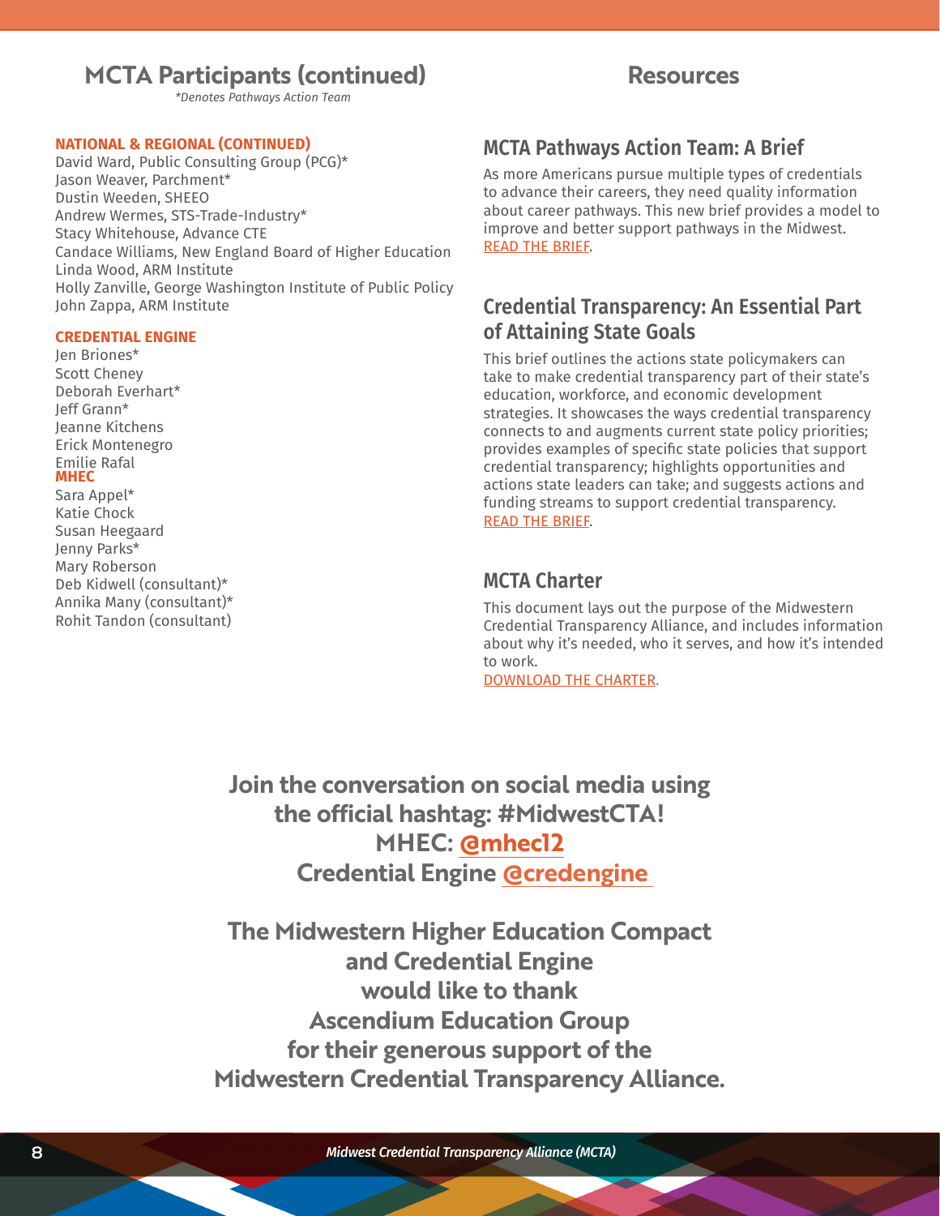## MCTA Participants (continued)

*\*Denotes Pathways Action Team*

**NATIONAL & REGIONAL (CONTINUED)**

David Ward, Public Consulting Group (PCG)*
Jason Weaver, Parchment*
Dustin Weeden, SHEEO
Andrew Wermes, STS-Trade-Industry*
Stacy Whitehouse, Advance CTE
Candace Williams, New England Board of Higher Education
Linda Wood, ARM Institute
Holly Zanville, George Washington Institute of Public Policy
John Zappa, ARM Institute

**CREDENTIAL ENGINE**

Jen Briones*
Scott Cheney
Deborah Everhart*
Jeff Grann*
Jeanne Kitchens
Erick Montenegro
Emilie Rafal

**MHEC**

Sara Appel*
Katie Chock
Susan Heegaard
Jenny Parks*
Mary Roberson
Deb Kidwell (consultant)*
Annika Many (consultant)*
Rohit Tandon (consultant)

## Resources

### MCTA Pathways Action Team: A Brief

As more Americans pursue multiple types of credentials to advance their careers, they need quality information about career pathways. This new brief provides a model to improve and better support pathways in the Midwest. READ THE BRIEF.

### Credential Transparency: An Essential Part of Attaining State Goals

This brief outlines the actions state policymakers can take to make credential transparency part of their state's education, workforce, and economic development strategies. It showcases the ways credential transparency connects to and augments current state policy priorities; provides examples of specific state policies that support credential transparency; highlights opportunities and actions state leaders can take; and suggests actions and funding streams to support credential transparency. READ THE BRIEF.

### MCTA Charter

This document lays out the purpose of the Midwestern Credential Transparency Alliance, and includes information about why it's needed, who it serves, and how it's intended to work.
DOWNLOAD THE CHARTER.

**Join the conversation on social media using the official hashtag: #MidwestCTA!**
**MHEC: @mhec12**
**Credential Engine @credengine**

**The Midwestern Higher Education Compact and Credential Engine would like to thank Ascendium Education Group for their generous support of the Midwestern Credential Transparency Alliance.**